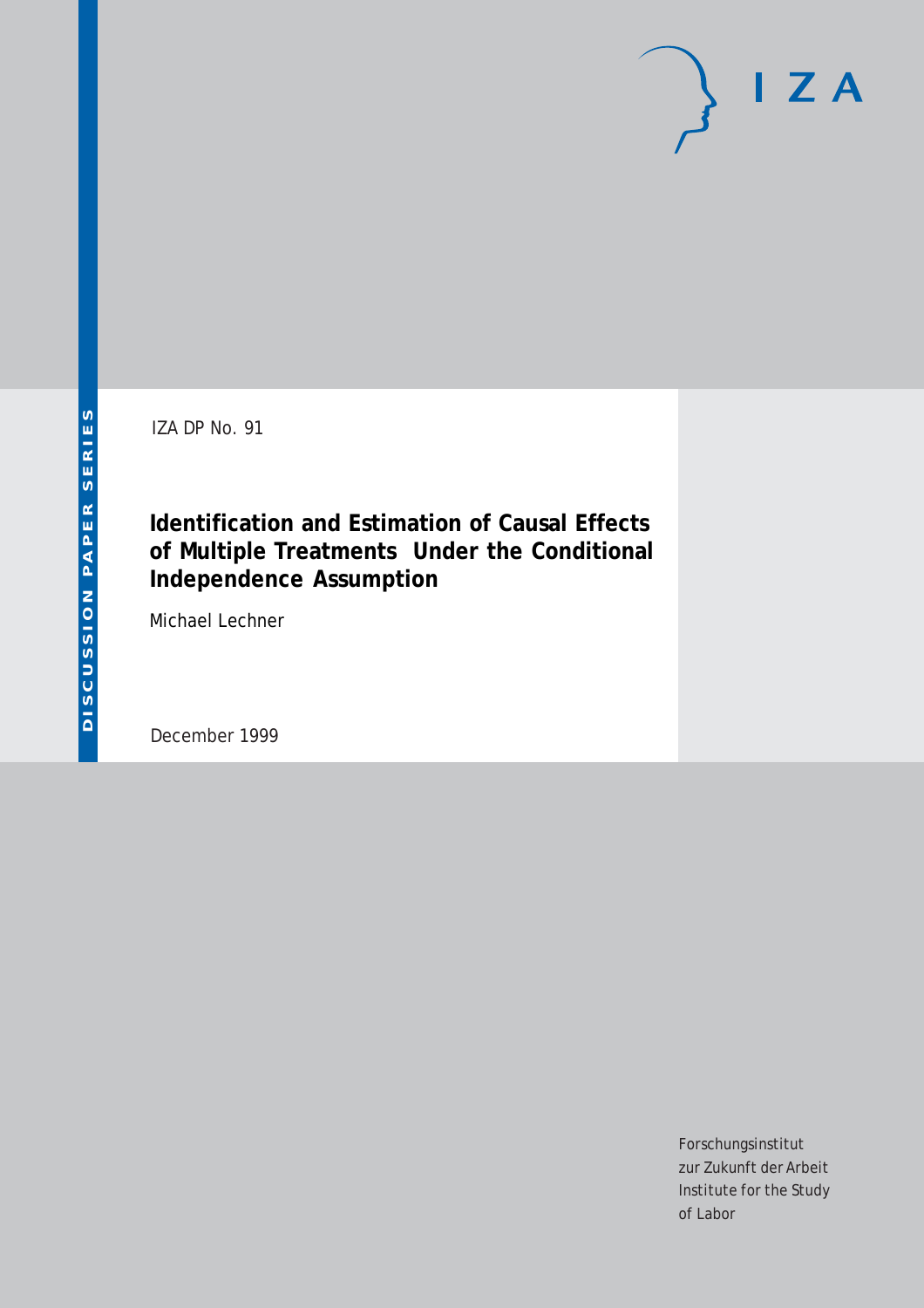IZA DP No. 91

# Identification and Estimation of Causal Effects of Multiple Treatments Under the Conditional Independence Assumption

Michael Lechner

December 1999

DISCUSSION PAPER SERIES

IZA

Forschungsinstitut
zur Zukunft der Arbeit
Institute for the Study
of Labor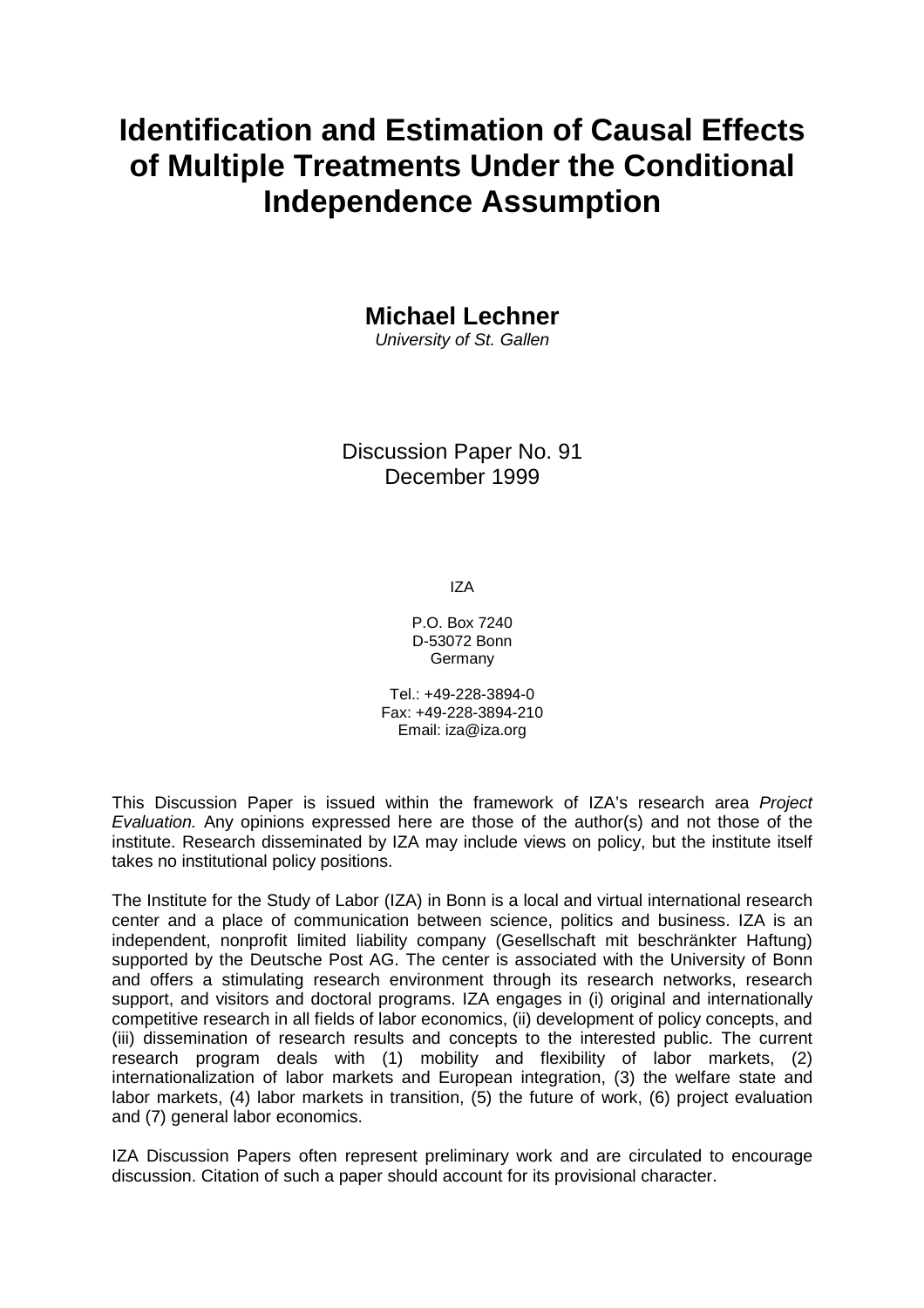# Identification and Estimation of Causal Effects of Multiple Treatments Under the Conditional Independence Assumption

**Michael Lechner**

*University of St. Gallen*

Discussion Paper No. 91
December 1999

IZA

P.O. Box 7240
D-53072 Bonn
Germany

Tel.: +49-228-3894-0
Fax: +49-228-3894-210
Email: iza@iza.org

This Discussion Paper is issued within the framework of IZA's research area *Project Evaluation.* Any opinions expressed here are those of the author(s) and not those of the institute. Research disseminated by IZA may include views on policy, but the institute itself takes no institutional policy positions.

The Institute for the Study of Labor (IZA) in Bonn is a local and virtual international research center and a place of communication between science, politics and business. IZA is an independent, nonprofit limited liability company (Gesellschaft mit beschränkter Haftung) supported by the Deutsche Post AG. The center is associated with the University of Bonn and offers a stimulating research environment through its research networks, research support, and visitors and doctoral programs. IZA engages in (i) original and internationally competitive research in all fields of labor economics, (ii) development of policy concepts, and (iii) dissemination of research results and concepts to the interested public. The current research program deals with (1) mobility and flexibility of labor markets, (2) internationalization of labor markets and European integration, (3) the welfare state and labor markets, (4) labor markets in transition, (5) the future of work, (6) project evaluation and (7) general labor economics.

IZA Discussion Papers often represent preliminary work and are circulated to encourage discussion. Citation of such a paper should account for its provisional character.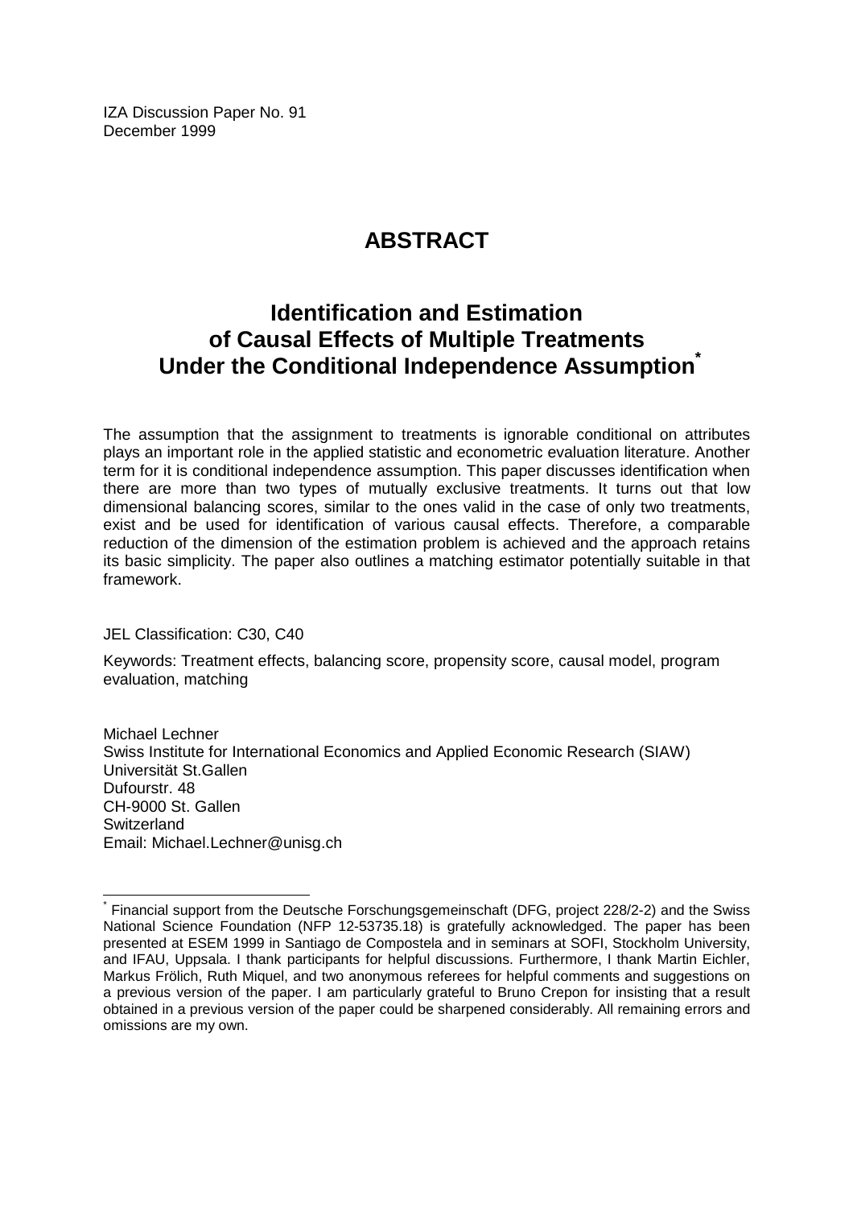IZA Discussion Paper No. 91
December 1999

# ABSTRACT

## Identification and Estimation of Causal Effects of Multiple Treatments Under the Conditional Independence Assumption*

The assumption that the assignment to treatments is ignorable conditional on attributes plays an important role in the applied statistic and econometric evaluation literature. Another term for it is conditional independence assumption. This paper discusses identification when there are more than two types of mutually exclusive treatments. It turns out that low dimensional balancing scores, similar to the ones valid in the case of only two treatments, exist and be used for identification of various causal effects. Therefore, a comparable reduction of the dimension of the estimation problem is achieved and the approach retains its basic simplicity. The paper also outlines a matching estimator potentially suitable in that framework.

JEL Classification: C30, C40

Keywords: Treatment effects, balancing score, propensity score, causal model, program evaluation, matching

Michael Lechner
Swiss Institute for International Economics and Applied Economic Research (SIAW)
Universität St.Gallen
Dufourstr. 48
CH-9000 St. Gallen
Switzerland
Email: Michael.Lechner@unisg.ch

---

* Financial support from the Deutsche Forschungsgemeinschaft (DFG, project 228/2-2) and the Swiss National Science Foundation (NFP 12-53735.18) is gratefully acknowledged. The paper has been presented at ESEM 1999 in Santiago de Compostela and in seminars at SOFI, Stockholm University, and IFAU, Uppsala. I thank participants for helpful discussions. Furthermore, I thank Martin Eichler, Markus Frölich, Ruth Miquel, and two anonymous referees for helpful comments and suggestions on a previous version of the paper. I am particularly grateful to Bruno Crepon for insisting that a result obtained in a previous version of the paper could be sharpened considerably. All remaining errors and omissions are my own.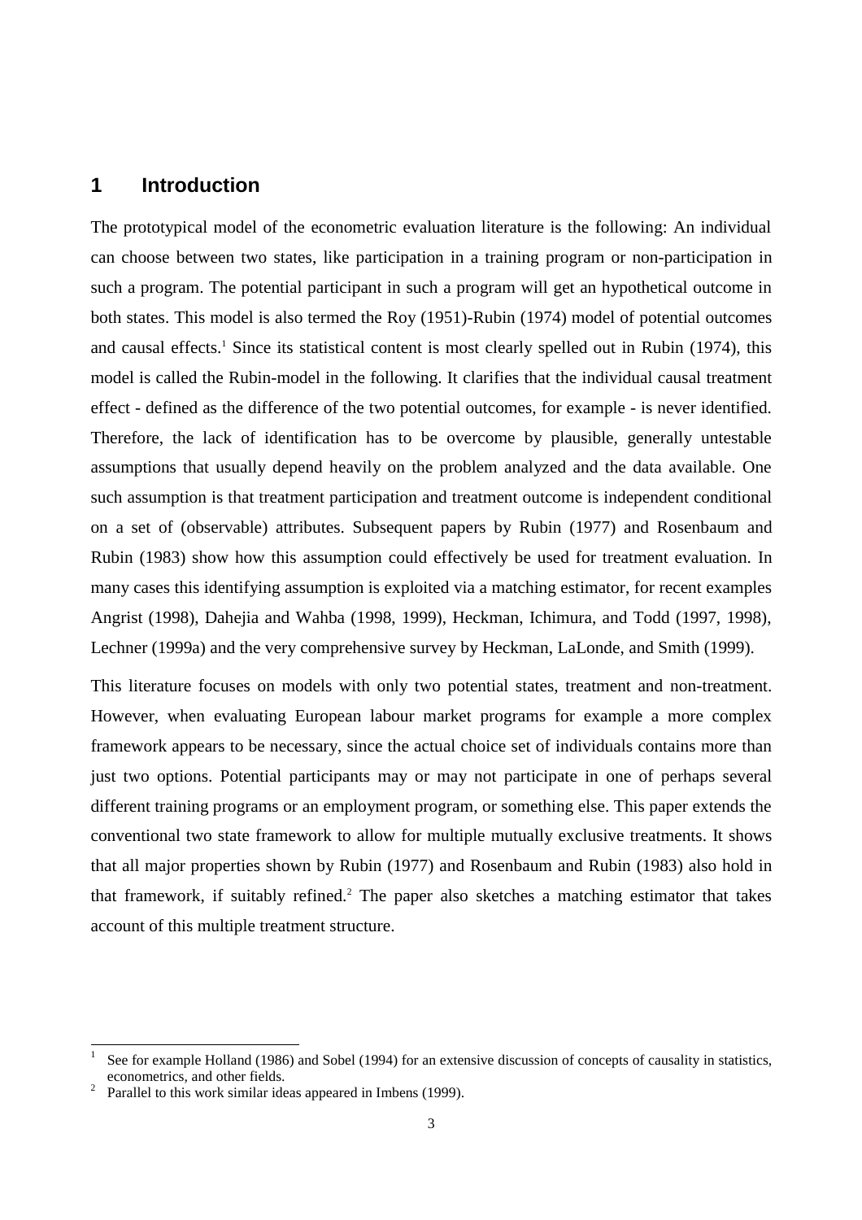# 1 Introduction

The prototypical model of the econometric evaluation literature is the following: An individual can choose between two states, like participation in a training program or non-participation in such a program. The potential participant in such a program will get an hypothetical outcome in both states. This model is also termed the Roy (1951)-Rubin (1974) model of potential outcomes and causal effects.[1] Since its statistical content is most clearly spelled out in Rubin (1974), this model is called the Rubin-model in the following. It clarifies that the individual causal treatment effect - defined as the difference of the two potential outcomes, for example - is never identified. Therefore, the lack of identification has to be overcome by plausible, generally untestable assumptions that usually depend heavily on the problem analyzed and the data available. One such assumption is that treatment participation and treatment outcome is independent conditional on a set of (observable) attributes. Subsequent papers by Rubin (1977) and Rosenbaum and Rubin (1983) show how this assumption could effectively be used for treatment evaluation. In many cases this identifying assumption is exploited via a matching estimator, for recent examples Angrist (1998), Dahejia and Wahba (1998, 1999), Heckman, Ichimura, and Todd (1997, 1998), Lechner (1999a) and the very comprehensive survey by Heckman, LaLonde, and Smith (1999).

This literature focuses on models with only two potential states, treatment and non-treatment. However, when evaluating European labour market programs for example a more complex framework appears to be necessary, since the actual choice set of individuals contains more than just two options. Potential participants may or may not participate in one of perhaps several different training programs or an employment program, or something else. This paper extends the conventional two state framework to allow for multiple mutually exclusive treatments. It shows that all major properties shown by Rubin (1977) and Rosenbaum and Rubin (1983) also hold in that framework, if suitably refined.[2] The paper also sketches a matching estimator that takes account of this multiple treatment structure.

[1] See for example Holland (1986) and Sobel (1994) for an extensive discussion of concepts of causality in statistics, econometrics, and other fields.

[2] Parallel to this work similar ideas appeared in Imbens (1999).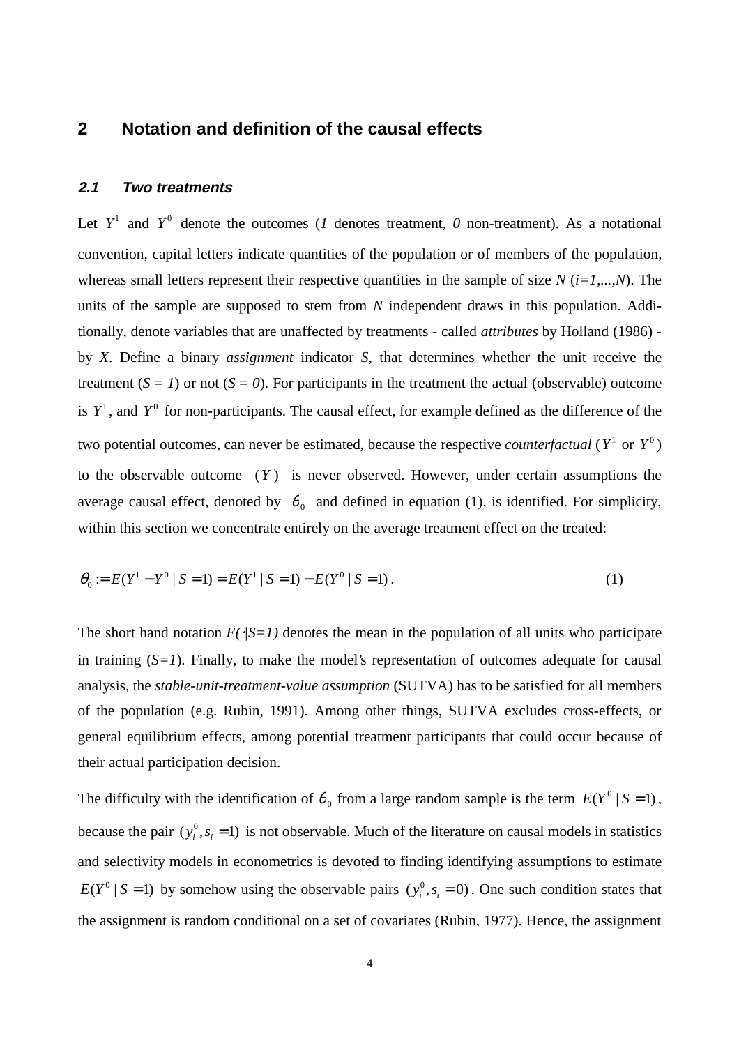## 2 Notation and definition of the causal effects

### 2.1 Two treatments

Let $Y^1$ and $Y^0$ denote the outcomes (*1* denotes treatment, *0* non-treatment). As a notational convention, capital letters indicate quantities of the population or of members of the population, whereas small letters represent their respective quantities in the sample of size $N$ ($i=1,...,N$). The units of the sample are supposed to stem from $N$ independent draws in this population. Additionally, denote variables that are unaffected by treatments - called *attributes* by Holland (1986) - by $X$. Define a binary *assignment* indicator $S$, that determines whether the unit receive the treatment ($S = 1$) or not ($S = 0$). For participants in the treatment the actual (observable) outcome is $Y^1$, and $Y^0$ for non-participants. The causal effect, for example defined as the difference of the two potential outcomes, can never be estimated, because the respective *counterfactual* ($Y^1$ or $Y^0$) to the observable outcome ($Y$) is never observed. However, under certain assumptions the average causal effect, denoted by $\theta_0$ and defined in equation (1), is identified. For simplicity, within this section we concentrate entirely on the average treatment effect on the treated:

$$\theta_0 := E(Y^1 - Y^0 \mid S = 1) = E(Y^1 \mid S = 1) - E(Y^0 \mid S = 1)\,. \tag{1}$$

The short hand notation $E(\cdot|S=1)$ denotes the mean in the population of all units who participate in training ($S=1$). Finally, to make the model's representation of outcomes adequate for causal analysis, the *stable-unit-treatment-value assumption* (SUTVA) has to be satisfied for all members of the population (e.g. Rubin, 1991). Among other things, SUTVA excludes cross-effects, or general equilibrium effects, among potential treatment participants that could occur because of their actual participation decision.

The difficulty with the identification of $\theta_0$ from a large random sample is the term $E(Y^0 \mid S = 1)$, because the pair $(y_i^0, s_i = 1)$ is not observable. Much of the literature on causal models in statistics and selectivity models in econometrics is devoted to finding identifying assumptions to estimate $E(Y^0 \mid S = 1)$ by somehow using the observable pairs $(y_i^0, s_i = 0)$. One such condition states that the assignment is random conditional on a set of covariates (Rubin, 1977). Hence, the assignment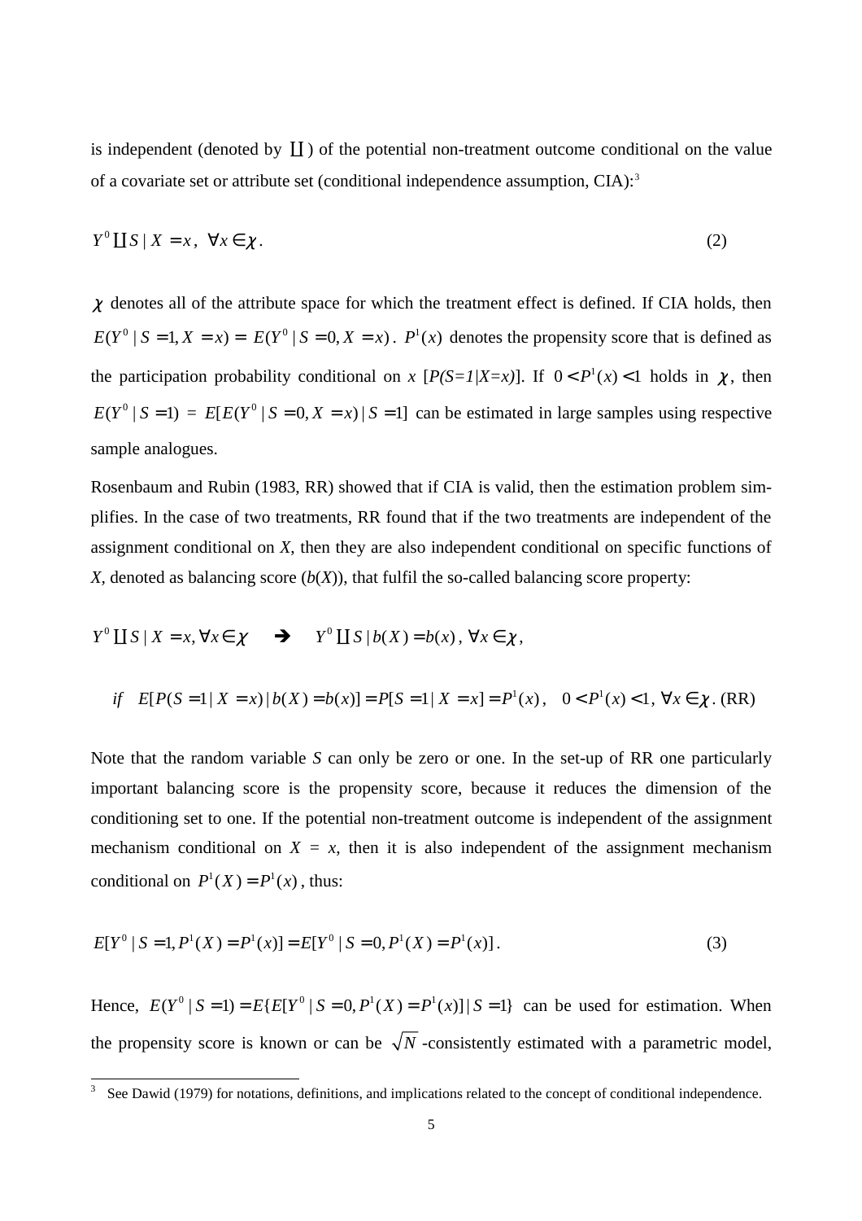is independent (denoted by $\coprod$) of the potential non-treatment outcome conditional on the value of a covariate set or attribute set (conditional independence assumption, CIA):[3]

$$Y^0 \coprod S \mid X = x, \ \forall x \in \chi . \tag{2}$$

$\chi$ denotes all of the attribute space for which the treatment effect is defined. If CIA holds, then $E(Y^0 \mid S = 1, X = x) = E(Y^0 \mid S = 0, X = x)$. $P^1(x)$ denotes the propensity score that is defined as the participation probability conditional on $x$ [$P(S=1|X=x)$]. If $0 < P^1(x) < 1$ holds in $\chi$, then $E(Y^0 \mid S = 1) = E[E(Y^0 \mid S = 0, X = x) \mid S = 1]$ can be estimated in large samples using respective sample analogues.

Rosenbaum and Rubin (1983, RR) showed that if CIA is valid, then the estimation problem simplifies. In the case of two treatments, RR found that if the two treatments are independent of the assignment conditional on $X$, then they are also independent conditional on specific functions of $X$, denoted as balancing score ($b(X)$), that fulfil the so-called balancing score property:

$$Y^0 \coprod S \mid X = x, \forall x \in \chi \quad \Rightarrow \quad Y^0 \coprod S \mid b(X) = b(x), \ \forall x \in \chi ,$$

$$\text{if} \quad E[P(S = 1 \mid X = x) \mid b(X) = b(x)] = P[S = 1 \mid X = x] = P^1(x), \quad 0 < P^1(x) < 1, \ \forall x \in \chi . \tag{RR}$$

Note that the random variable $S$ can only be zero or one. In the set-up of RR one particularly important balancing score is the propensity score, because it reduces the dimension of the conditioning set to one. If the potential non-treatment outcome is independent of the assignment mechanism conditional on $X = x$, then it is also independent of the assignment mechanism conditional on $P^1(X) = P^1(x)$, thus:

$$E[Y^0 \mid S = 1, P^1(X) = P^1(x)] = E[Y^0 \mid S = 0, P^1(X) = P^1(x)] . \tag{3}$$

Hence, $E(Y^0 \mid S = 1) = E\{E[Y^0 \mid S = 0, P^1(X) = P^1(x)] \mid S = 1\}$ can be used for estimation. When the propensity score is known or can be $\sqrt{N}$-consistently estimated with a parametric model,

[3] See Dawid (1979) for notations, definitions, and implications related to the concept of conditional independence.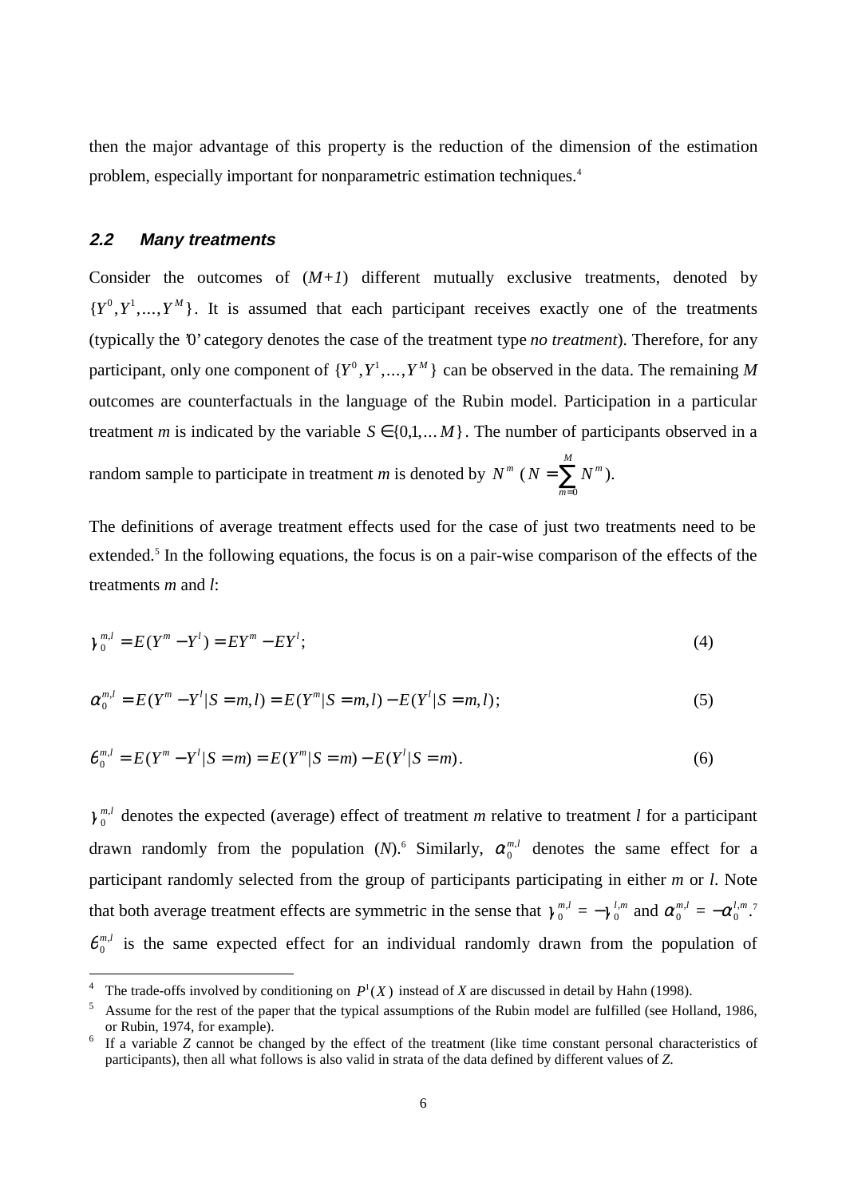then the major advantage of this property is the reduction of the dimension of the estimation problem, especially important for nonparametric estimation techniques.[4]

### 2.2 Many treatments

Consider the outcomes of ($M+1$) different mutually exclusive treatments, denoted by $\{Y^0, Y^1, ..., Y^M\}$. It is assumed that each participant receives exactly one of the treatments (typically the '0' category denotes the case of the treatment type *no treatment*). Therefore, for any participant, only one component of $\{Y^0, Y^1, ..., Y^M\}$ can be observed in the data. The remaining $M$ outcomes are counterfactuals in the language of the Rubin model. Participation in a particular treatment $m$ is indicated by the variable $S \in \{0,1,...M\}$. The number of participants observed in a random sample to participate in treatment $m$ is denoted by $N^m$ ($N = \sum_{m=0}^{M} N^m$).

The definitions of average treatment effects used for the case of just two treatments need to be extended.[5] In the following equations, the focus is on a pair-wise comparison of the effects of the treatments $m$ and $l$:

$$\gamma_0^{m,l} = E(Y^m - Y^l) = EY^m - EY^l; \tag{4}$$

$$\alpha_0^{m,l} = E(Y^m - Y^l | S = m,l) = E(Y^m | S = m,l) - E(Y^l | S = m,l); \tag{5}$$

$$\theta_0^{m,l} = E(Y^m - Y^l | S = m) = E(Y^m | S = m) - E(Y^l | S = m). \tag{6}$$

$\gamma_0^{m,l}$ denotes the expected (average) effect of treatment $m$ relative to treatment $l$ for a participant drawn randomly from the population ($N$).[6] Similarly, $\alpha_0^{m,l}$ denotes the same effect for a participant randomly selected from the group of participants participating in either $m$ or $l$. Note that both average treatment effects are symmetric in the sense that $\gamma_0^{m,l} = -\gamma_0^{l,m}$ and $\alpha_0^{m,l} = -\alpha_0^{l,m}$.[7] $\theta_0^{m,l}$ is the same expected effect for an individual randomly drawn from the population of

---

[4] The trade-offs involved by conditioning on $P^1(X)$ instead of $X$ are discussed in detail by Hahn (1998).

[5] Assume for the rest of the paper that the typical assumptions of the Rubin model are fulfilled (see Holland, 1986, or Rubin, 1974, for example).

[6] If a variable $Z$ cannot be changed by the effect of the treatment (like time constant personal characteristics of participants), then all what follows is also valid in strata of the data defined by different values of $Z$.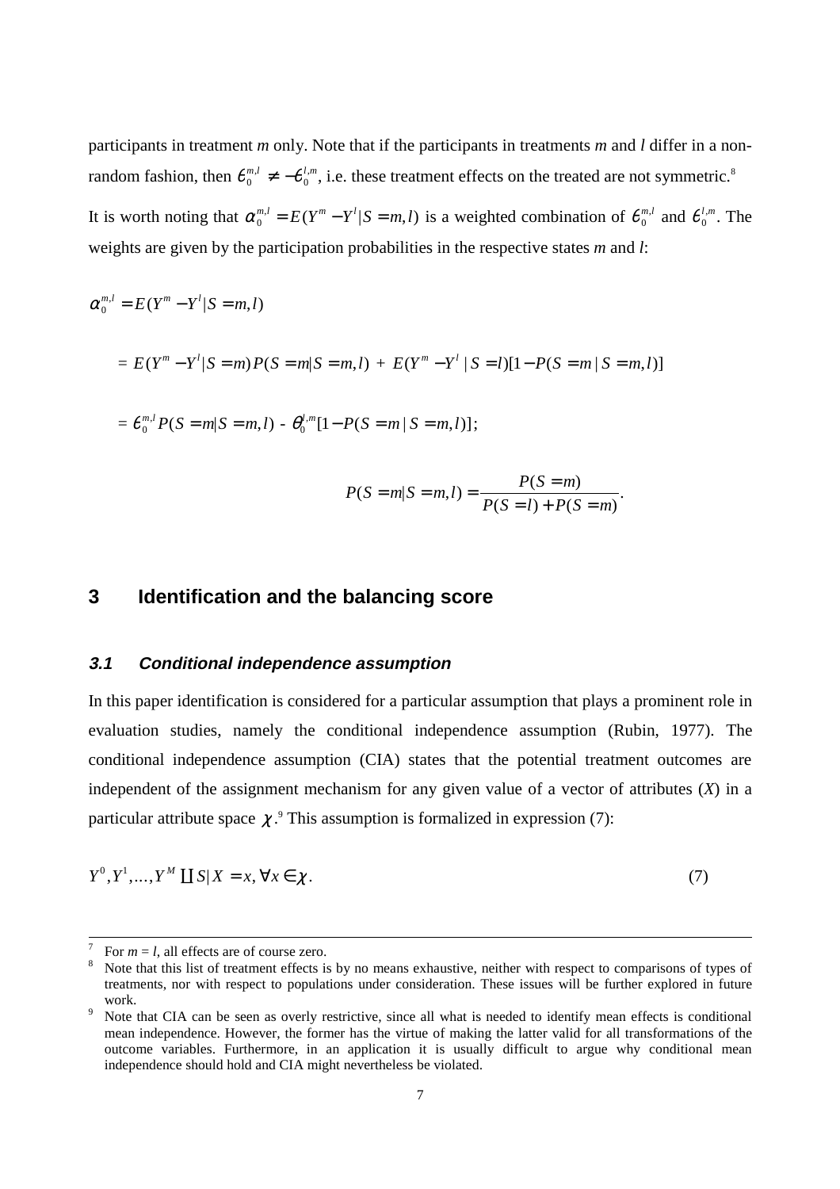participants in treatment *m* only. Note that if the participants in treatments *m* and *l* differ in a non-random fashion, then $\theta_0^{m,l} \neq -\theta_0^{l,m}$, i.e. these treatment effects on the treated are not symmetric.[8]

It is worth noting that $\alpha_0^{m,l} = E(Y^m - Y^l | S = m,l)$ is a weighted combination of $\theta_0^{m,l}$ and $\theta_0^{l,m}$. The weights are given by the participation probabilities in the respective states *m* and *l*:

$$\alpha_0^{m,l} = E(Y^m - Y^l | S = m,l)$$

$$= E(Y^m - Y^l | S = m) P(S = m | S = m,l) + E(Y^m - Y^l | S = l)[1 - P(S = m | S = m,l)]$$

$$= \theta_0^{m,l} P(S = m | S = m,l) - \theta_0^{l,m}[1 - P(S = m | S = m,l)];$$

$$P(S = m | S = m,l) = \frac{P(S = m)}{P(S = l) + P(S = m)}.$$

# 3 Identification and the balancing score

## 3.1 Conditional independence assumption

In this paper identification is considered for a particular assumption that plays a prominent role in evaluation studies, namely the conditional independence assumption (Rubin, 1977). The conditional independence assumption (CIA) states that the potential treatment outcomes are independent of the assignment mechanism for any given value of a vector of attributes (*X*) in a particular attribute space $\chi$.[9] This assumption is formalized in expression (7):

$$Y^0, Y^1, \ldots, Y^M \amalg S | X = x, \forall x \in \chi. \tag{7}$$

---

[7] For $m = l$, all effects are of course zero.

[8] Note that this list of treatment effects is by no means exhaustive, neither with respect to comparisons of types of treatments, nor with respect to populations under consideration. These issues will be further explored in future work.

[9] Note that CIA can be seen as overly restrictive, since all what is needed to identify mean effects is conditional mean independence. However, the former has the virtue of making the latter valid for all transformations of the outcome variables. Furthermore, in an application it is usually difficult to argue why conditional mean independence should hold and CIA might nevertheless be violated.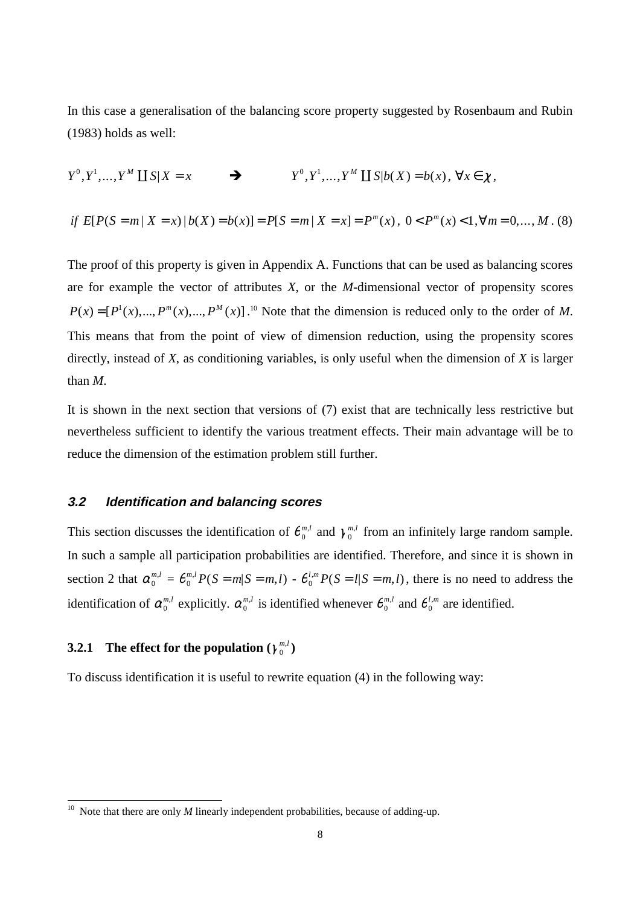In this case a generalisation of the balancing score property suggested by Rosenbaum and Rubin (1983) holds as well:

$$Y^0, Y^1, ..., Y^M \coprod S | X = x \qquad \Rightarrow \qquad Y^0, Y^1, ..., Y^M \coprod S | b(X) = b(x), \ \forall x \in \chi,$$

$$if \ E[P(S = m \mid X = x) \mid b(X) = b(x)] = P[S = m \mid X = x] = P^m(x), \ 0 < P^m(x) < 1, \forall m = 0, ..., M. \ (8)$$

The proof of this property is given in Appendix A. Functions that can be used as balancing scores are for example the vector of attributes $X$, or the $M$-dimensional vector of propensity scores $P(x) = [P^1(x), ..., P^m(x), ..., P^M(x)]$.[10] Note that the dimension is reduced only to the order of $M$. This means that from the point of view of dimension reduction, using the propensity scores directly, instead of $X$, as conditioning variables, is only useful when the dimension of $X$ is larger than $M$.

It is shown in the next section that versions of (7) exist that are technically less restrictive but nevertheless sufficient to identify the various treatment effects. Their main advantage will be to reduce the dimension of the estimation problem still further.

### 3.2 Identification and balancing scores

This section discusses the identification of $\theta_0^{m,l}$ and $\gamma_0^{m,l}$ from an infinitely large random sample. In such a sample all participation probabilities are identified. Therefore, and since it is shown in section 2 that $\alpha_0^{m,l} = \theta_0^{m,l} P(S = m | S = m, l) - \theta_0^{l,m} P(S = l | S = m, l)$, there is no need to address the identification of $\alpha_0^{m,l}$ explicitly. $\alpha_0^{m,l}$ is identified whenever $\theta_0^{m,l}$ and $\theta_0^{l,m}$ are identified.

#### 3.2.1 The effect for the population ($\gamma_0^{m,l}$)

To discuss identification it is useful to rewrite equation (4) in the following way:

[10] Note that there are only $M$ linearly independent probabilities, because of adding-up.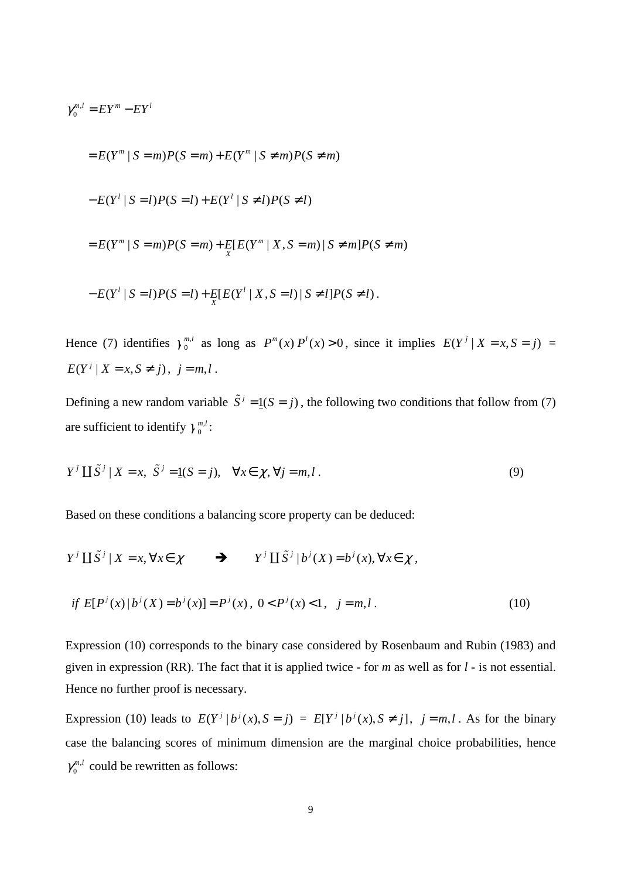$$\gamma_0^{m,l} = EY^m - EY^l$$

$$= E(Y^m \mid S = m)P(S = m) + E(Y^m \mid S \neq m)P(S \neq m)$$

$$- E(Y^l \mid S = l)P(S = l) + E(Y^l \mid S \neq l)P(S \neq l)$$

$$= E(Y^m \mid S = m)P(S = m) + \underset{X}{E}[E(Y^m \mid X, S = m) \mid S \neq m]P(S \neq m)$$

$$- E(Y^l \mid S = l)P(S = l) + \underset{X}{E}[E(Y^l \mid X, S = l) \mid S \neq l]P(S \neq l).$$

Hence (7) identifies $\gamma_0^{m,l}$ as long as $P^m(x)\,P^l(x) > 0$, since it implies $E(Y^j \mid X = x, S = j)$ = $E(Y^j \mid X = x, S \neq j)$, $j = m, l$.

Defining a new random variable $\tilde{S}^j = \underline{1}(S = j)$, the following two conditions that follow from (7) are sufficient to identify $\gamma_0^{m,l}$:

$$Y^j \coprod \tilde{S}^j \mid X = x,\ \tilde{S}^j = \underline{1}(S = j), \quad \forall x \in \chi, \forall j = m, l. \tag{9}$$

Based on these conditions a balancing score property can be deduced:

$$Y^j \coprod \tilde{S}^j \mid X = x, \forall x \in \chi \qquad \Rightarrow \qquad Y^j \coprod \tilde{S}^j \mid b^j(X) = b^j(x), \forall x \in \chi,$$

$$if\ E[P^j(x) \mid b^j(X) = b^j(x)] = P^j(x),\ 0 < P^j(x) < 1, \quad j = m, l. \tag{10}$$

Expression (10) corresponds to the binary case considered by Rosenbaum and Rubin (1983) and given in expression (RR). The fact that it is applied twice - for *m* as well as for *l* - is not essential. Hence no further proof is necessary.

Expression (10) leads to $E(Y^j \mid b^j(x), S = j)$ = $E[Y^j \mid b^j(x), S \neq j]$, $j = m, l$. As for the binary case the balancing scores of minimum dimension are the marginal choice probabilities, hence $\gamma_0^{m,l}$ could be rewritten as follows: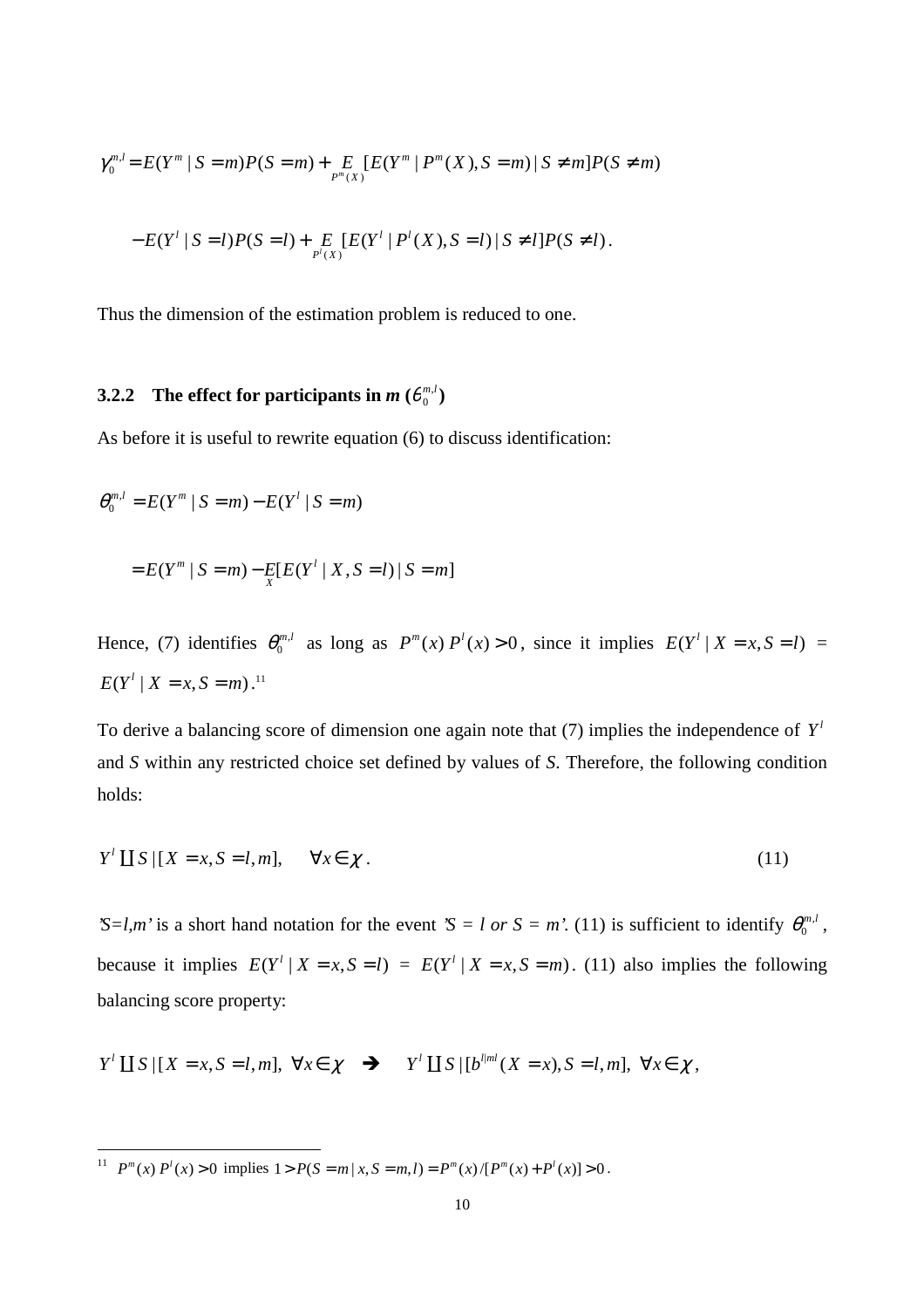$$\gamma_0^{m,l} = E(Y^m \mid S = m)P(S = m) + \underset{P^m(X)}{E}[E(Y^m \mid P^m(X), S = m) \mid S \neq m]P(S \neq m)$$

$$- E(Y^l \mid S = l)P(S = l) + \underset{P^l(X)}{E}[E(Y^l \mid P^l(X), S = l) \mid S \neq l]P(S \neq l).$$

Thus the dimension of the estimation problem is reduced to one.

### 3.2.2 The effect for participants in *m* ($\theta_0^{m,l}$)

As before it is useful to rewrite equation (6) to discuss identification:

$$\theta_0^{m,l} = E(Y^m \mid S = m) - E(Y^l \mid S = m)$$

$$= E(Y^m \mid S = m) - \underset{X}{E}[E(Y^l \mid X, S = l) \mid S = m]$$

Hence, (7) identifies $\theta_0^{m,l}$ as long as $P^m(x)\, P^l(x) > 0$, since it implies $E(Y^l \mid X = x, S = l)$ = $E(Y^l \mid X = x, S = m)$.[11]

To derive a balancing score of dimension one again note that (7) implies the independence of $Y^l$ and *S* within any restricted choice set defined by values of *S*. Therefore, the following condition holds:

$$Y^l \amalg S \mid [X = x, S = l, m], \quad \forall x \in \chi. \tag{11}$$

'*S=l,m*' is a short hand notation for the event '*S = l or S = m*'. (11) is sufficient to identify $\theta_0^{m,l}$, because it implies $E(Y^l \mid X = x, S = l)$ = $E(Y^l \mid X = x, S = m)$. (11) also implies the following balancing score property:

$$Y^l \amalg S \mid [X = x, S = l, m],\ \forall x \in \chi \quad \Rightarrow \quad Y^l \amalg S \mid [b^{l|ml}(X = x), S = l, m],\ \forall x \in \chi,$$

---

[11] $P^m(x)\, P^l(x) > 0$ implies $1 > P(S = m \mid x, S = m, l) = P^m(x) / [P^m(x) + P^l(x)] > 0$.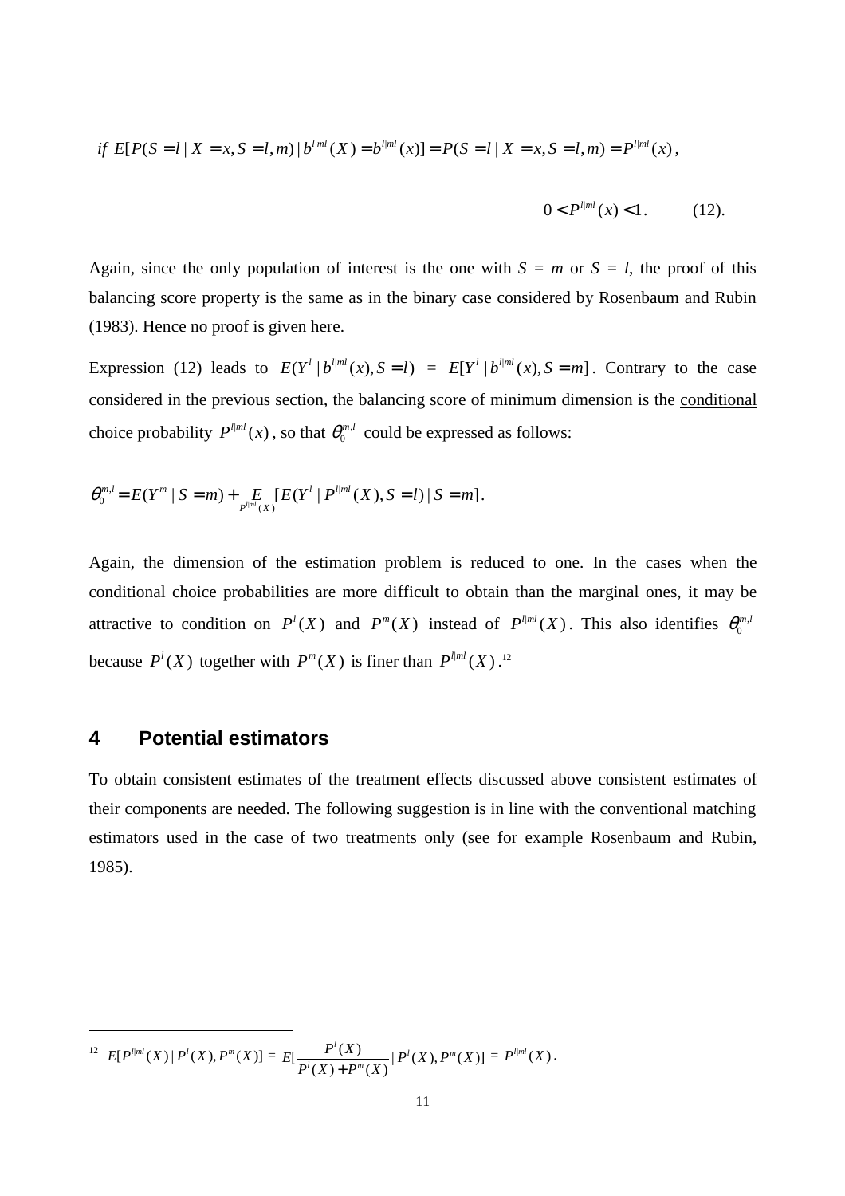$$if \ E[P(S=l \mid X=x, S=l,m) \mid b^{l|ml}(X) = b^{l|ml}(x)] = P(S=l \mid X=x, S=l,m) = P^{l|ml}(x),$$

$$0 < P^{l|ml}(x) < 1. \qquad (12).$$

Again, since the only population of interest is the one with $S = m$ or $S = l$, the proof of this balancing score property is the same as in the binary case considered by Rosenbaum and Rubin (1983). Hence no proof is given here.

Expression (12) leads to $E(Y^l \mid b^{l|ml}(x), S=l) = E[Y^l \mid b^{l|ml}(x), S=m]$. Contrary to the case considered in the previous section, the balancing score of minimum dimension is the <u>conditional</u> choice probability $P^{l|ml}(x)$, so that $\theta_0^{m,l}$ could be expressed as follows:

$$\theta_0^{m,l} = E(Y^m \mid S=m) + \underset{P^{l|ml}(X)}{E}[E(Y^l \mid P^{l|ml}(X), S=l) \mid S=m].$$

Again, the dimension of the estimation problem is reduced to one. In the cases when the conditional choice probabilities are more difficult to obtain than the marginal ones, it may be attractive to condition on $P^l(X)$ and $P^m(X)$ instead of $P^{l|ml}(X)$. This also identifies $\theta_0^{m,l}$ because $P^l(X)$ together with $P^m(X)$ is finer than $P^{l|ml}(X)$.[12]

## 4 Potential estimators

To obtain consistent estimates of the treatment effects discussed above consistent estimates of their components are needed. The following suggestion is in line with the conventional matching estimators used in the case of two treatments only (see for example Rosenbaum and Rubin, 1985).

---

[12] $E[P^{l|ml}(X) \mid P^l(X), P^m(X)] = E[\frac{P^l(X)}{P^l(X)+P^m(X)} \mid P^l(X), P^m(X)] = P^{l|ml}(X)$.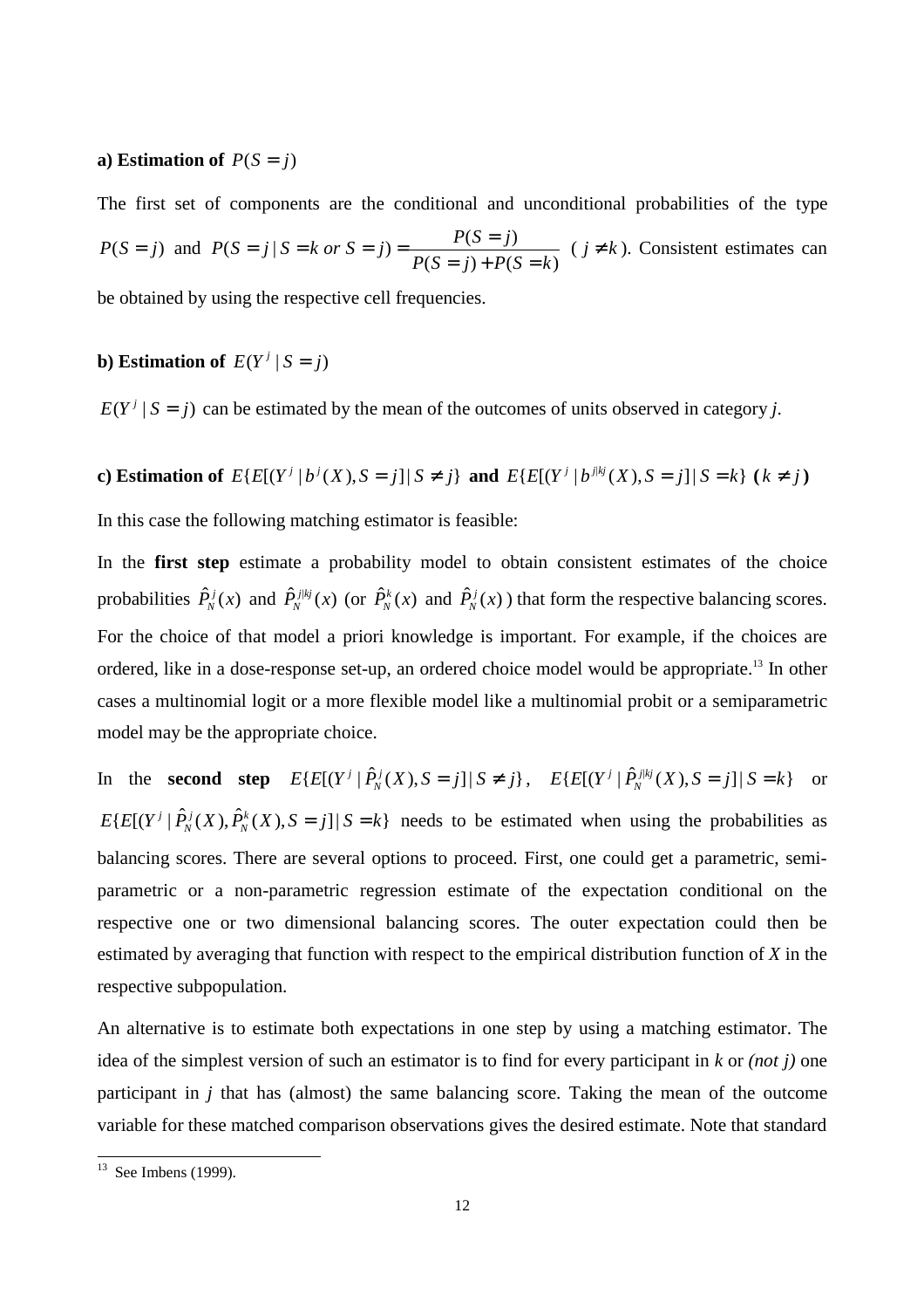**a) Estimation of $P(S = j)$**

The first set of components are the conditional and unconditional probabilities of the type $P(S = j)$ and $P(S = j \mid S = k \text{ or } S = j) = \dfrac{P(S = j)}{P(S = j) + P(S = k)}$ ($j \neq k$). Consistent estimates can be obtained by using the respective cell frequencies.

**b) Estimation of $E(Y^j \mid S = j)$**

$E(Y^j \mid S = j)$ can be estimated by the mean of the outcomes of units observed in category *j*.

**c) Estimation of $E\{E[(Y^j \mid b^j(X), S = j] \mid S \neq j\}$ and $E\{E[(Y^j \mid b^{j|kj}(X), S = j] \mid S = k\}$ ($k \neq j$)**

In this case the following matching estimator is feasible:

In the **first step** estimate a probability model to obtain consistent estimates of the choice probabilities $\hat{P}_N^j(x)$ and $\hat{P}_N^{j|kj}(x)$ (or $\hat{P}_N^k(x)$ and $\hat{P}_N^j(x)$) that form the respective balancing scores. For the choice of that model a priori knowledge is important. For example, if the choices are ordered, like in a dose-response set-up, an ordered choice model would be appropriate.[13] In other cases a multinomial logit or a more flexible model like a multinomial probit or a semiparametric model may be the appropriate choice.

In the **second step** $E\{E[(Y^j \mid \hat{P}_N^j(X), S = j] \mid S \neq j\}$, $E\{E[(Y^j \mid \hat{P}_N^{j|kj}(X), S = j] \mid S = k\}$ or $E\{E[(Y^j \mid \hat{P}_N^j(X), \hat{P}_N^k(X), S = j] \mid S = k\}$ needs to be estimated when using the probabilities as balancing scores. There are several options to proceed. First, one could get a parametric, semi-parametric or a non-parametric regression estimate of the expectation conditional on the respective one or two dimensional balancing scores. The outer expectation could then be estimated by averaging that function with respect to the empirical distribution function of *X* in the respective subpopulation.

An alternative is to estimate both expectations in one step by using a matching estimator. The idea of the simplest version of such an estimator is to find for every participant in *k* or *(not j)* one participant in *j* that has (almost) the same balancing score. Taking the mean of the outcome variable for these matched comparison observations gives the desired estimate. Note that standard

[13] See Imbens (1999).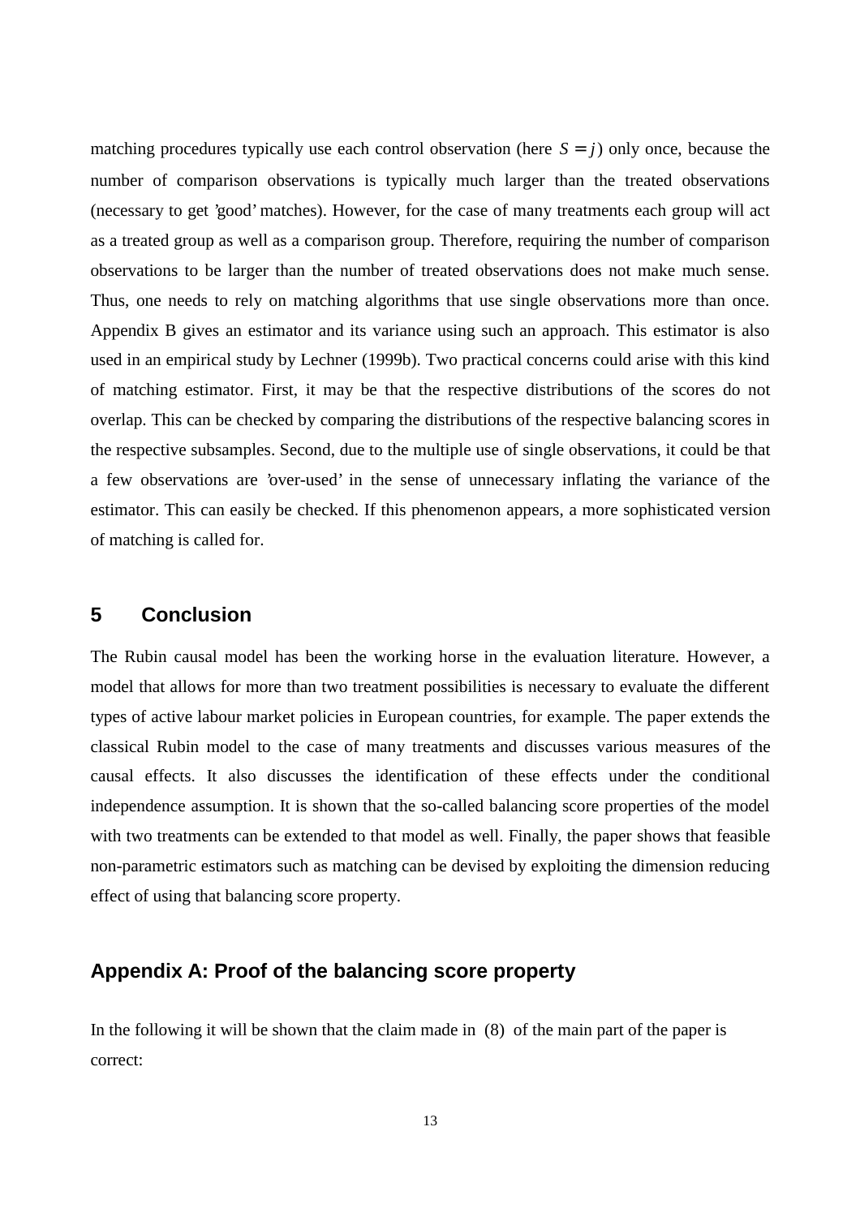matching procedures typically use each control observation (here $S = j$) only once, because the number of comparison observations is typically much larger than the treated observations (necessary to get 'good' matches). However, for the case of many treatments each group will act as a treated group as well as a comparison group. Therefore, requiring the number of comparison observations to be larger than the number of treated observations does not make much sense. Thus, one needs to rely on matching algorithms that use single observations more than once. Appendix B gives an estimator and its variance using such an approach. This estimator is also used in an empirical study by Lechner (1999b). Two practical concerns could arise with this kind of matching estimator. First, it may be that the respective distributions of the scores do not overlap. This can be checked by comparing the distributions of the respective balancing scores in the respective subsamples. Second, due to the multiple use of single observations, it could be that a few observations are 'over-used' in the sense of unnecessary inflating the variance of the estimator. This can easily be checked. If this phenomenon appears, a more sophisticated version of matching is called for.

## 5 Conclusion

The Rubin causal model has been the working horse in the evaluation literature. However, a model that allows for more than two treatment possibilities is necessary to evaluate the different types of active labour market policies in European countries, for example. The paper extends the classical Rubin model to the case of many treatments and discusses various measures of the causal effects. It also discusses the identification of these effects under the conditional independence assumption. It is shown that the so-called balancing score properties of the model with two treatments can be extended to that model as well. Finally, the paper shows that feasible non-parametric estimators such as matching can be devised by exploiting the dimension reducing effect of using that balancing score property.

## Appendix A: Proof of the balancing score property

In the following it will be shown that the claim made in (8) of the main part of the paper is correct: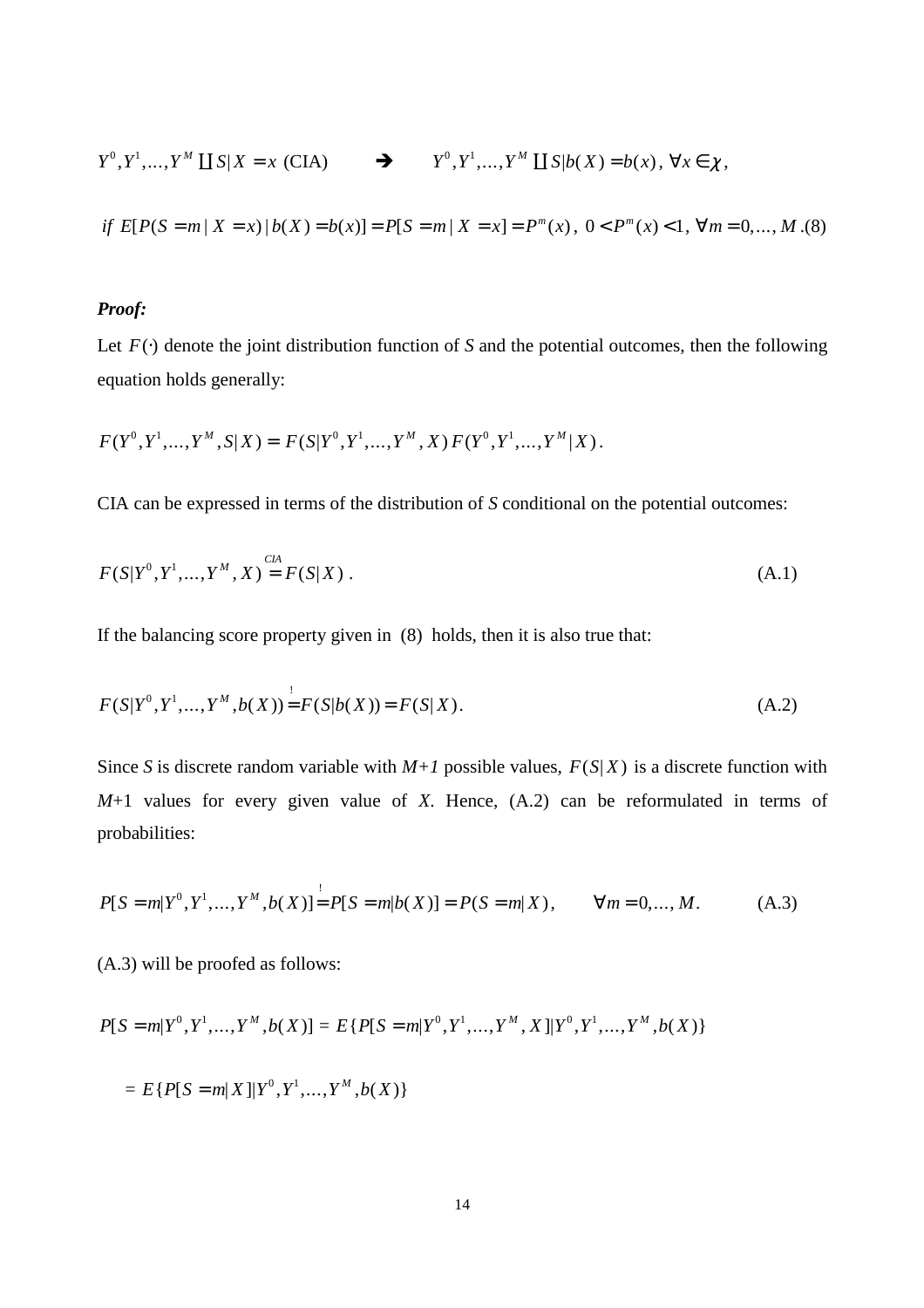$$Y^0, Y^1, \ldots, Y^M \coprod S \mid X = x \text{ (CIA)} \qquad \Rightarrow \qquad Y^0, Y^1, \ldots, Y^M \coprod S \mid b(X) = b(x), \; \forall x \in \chi,$$

$$if \; E[P(S = m \mid X = x) \mid b(X) = b(x)] = P[S = m \mid X = x] = P^m(x), \; 0 < P^m(x) < 1, \; \forall m = 0, \ldots, M. \text{(8)}$$

***Proof:***

Let $F(\cdot)$ denote the joint distribution function of *S* and the potential outcomes, then the following equation holds generally:

$$F(Y^0, Y^1, \ldots, Y^M, S \mid X) = F(S \mid Y^0, Y^1, \ldots, Y^M, X)\, F(Y^0, Y^1, \ldots, Y^M \mid X).$$

CIA can be expressed in terms of the distribution of *S* conditional on the potential outcomes:

$$F(S \mid Y^0, Y^1, \ldots, Y^M, X) \overset{CIA}{=} F(S \mid X). \tag{A.1}$$

If the balancing score property given in (8) holds, then it is also true that:

$$F(S \mid Y^0, Y^1, \ldots, Y^M, b(X)) \overset{!}{=} F(S \mid b(X)) = F(S \mid X). \tag{A.2}$$

Since *S* is discrete random variable with *M+1* possible values, $F(S \mid X)$ is a discrete function with *M*+1 values for every given value of *X*. Hence, (A.2) can be reformulated in terms of probabilities:

$$P[S = m \mid Y^0, Y^1, \ldots, Y^M, b(X)] \overset{!}{=} P[S = m \mid b(X)] = P(S = m \mid X), \qquad \forall m = 0, \ldots, M. \tag{A.3}$$

(A.3) will be proofed as follows:

$$P[S = m \mid Y^0, Y^1, \ldots, Y^M, b(X)] = E\{P[S = m \mid Y^0, Y^1, \ldots, Y^M, X] \mid Y^0, Y^1, \ldots, Y^M, b(X)\}$$

$$= E\{P[S = m \mid X] \mid Y^0, Y^1, \ldots, Y^M, b(X)\}$$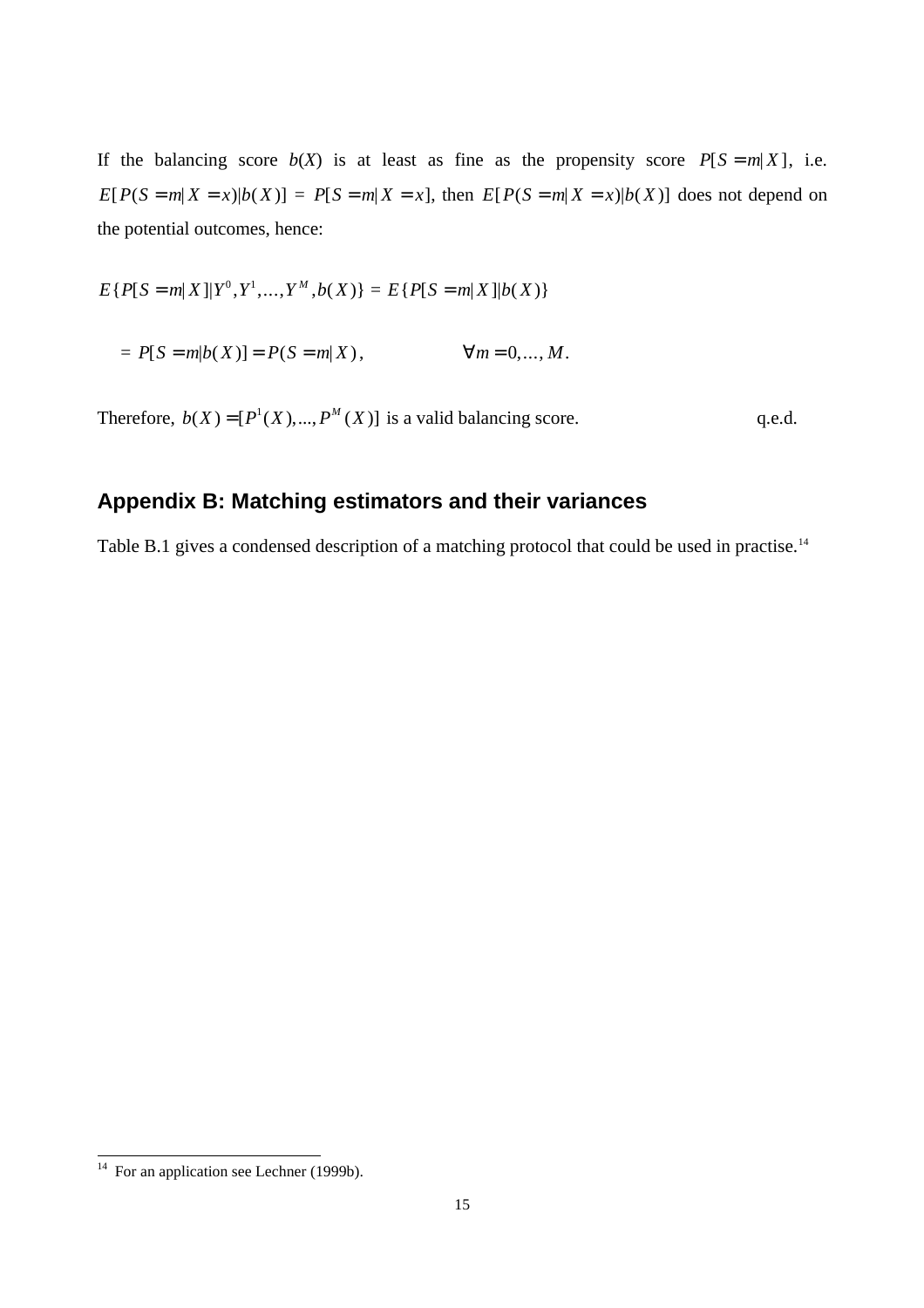If the balancing score $b(X)$ is at least as fine as the propensity score $P[S = m | X]$, i.e. $E[P(S = m | X = x) | b(X)] = P[S = m | X = x]$, then $E[P(S = m | X = x) | b(X)]$ does not depend on the potential outcomes, hence:

$$E\{P[S = m | X] | Y^0, Y^1, \ldots, Y^M, b(X)\} = E\{P[S = m | X] | b(X)\}$$

$$= P[S = m | b(X)] = P(S = m | X), \qquad \forall m = 0, \ldots, M.$$

Therefore, $b(X) = [P^1(X), ..., P^M(X)]$ is a valid balancing score. q.e.d.

## Appendix B: Matching estimators and their variances

Table B.1 gives a condensed description of a matching protocol that could be used in practise.[14]

[14] For an application see Lechner (1999b).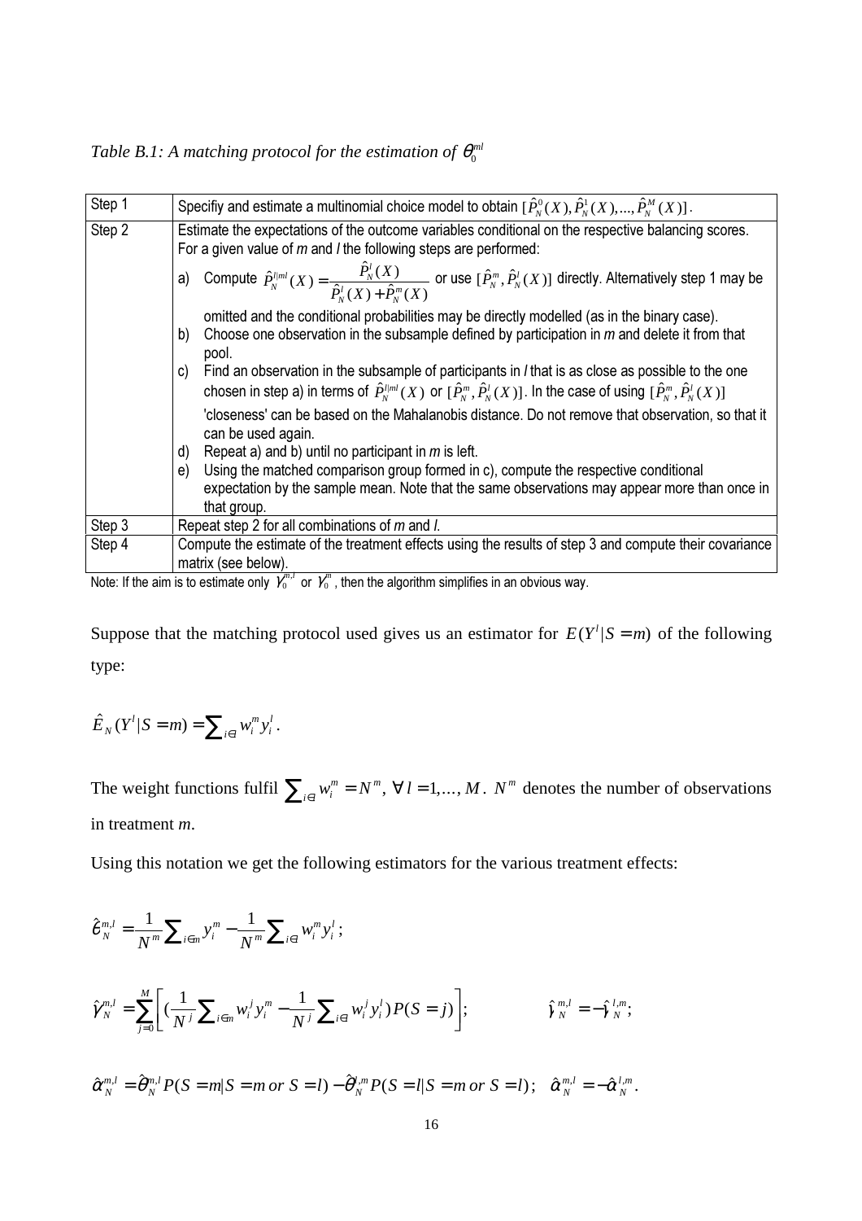*Table B.1: A matching protocol for the estimation of $\theta_0^{ml}$*

| Step | Description |
|---|---|
| Step 1 | Specifiy and estimate a multinomial choice model to obtain $[\hat{P}_N^0(X), \hat{P}_N^1(X), ..., \hat{P}_N^M(X)]$. |
| Step 2 | Estimate the expectations of the outcome variables conditional on the respective balancing scores. For a given value of *m* and *l* the following steps are performed: <br> a) Compute $\hat{P}_N^{l\|ml}(X) = \frac{\hat{P}_N^l(X)}{\hat{P}_N^l(X) + \hat{P}_N^m(X)}$ or use $[\hat{P}_N^m, \hat{P}_N^l(X)]$ directly. Alternatively step 1 may be omitted and the conditional probabilities may be directly modelled (as in the binary case). <br> b) Choose one observation in the subsample defined by participation in *m* and delete it from that pool. <br> c) Find an observation in the subsample of participants in *l* that is as close as possible to the one chosen in step a) in terms of $\hat{P}_N^{l\|ml}(X)$ or $[\hat{P}_N^m, \hat{P}_N^l(X)]$. In the case of using $[\hat{P}_N^m, \hat{P}_N^l(X)]$ 'closeness' can be based on the Mahalanobis distance. Do not remove that observation, so that it can be used again. <br> d) Repeat a) and b) until no participant in *m* is left. <br> e) Using the matched comparison group formed in c), compute the respective conditional expectation by the sample mean. Note that the same observations may appear more than once in that group. |
| Step 3 | Repeat step 2 for all combinations of *m* and *l*. |
| Step 4 | Compute the estimate of the treatment effects using the results of step 3 and compute their covariance matrix (see below). |

Note: If the aim is to estimate only $\gamma_0^{m,l}$ or $\gamma_0^m$, then the algorithm simplifies in an obvious way.

Suppose that the matching protocol used gives us an estimator for $E(Y^l|S=m)$ of the following type:

$$\hat{E}_N(Y^l|S=m) = \sum_{i \in l} w_i^m y_i^l .$$

The weight functions fulfil $\sum_{i \in l} w_i^m = N^m, \ \forall\, l = 1,...,M$. $N^m$ denotes the number of observations in treatment *m*.

Using this notation we get the following estimators for the various treatment effects:

$$\hat{\theta}_N^{m,l} = \frac{1}{N^m}\sum_{i \in m} y_i^m - \frac{1}{N^m}\sum_{i \in l} w_i^m y_i^l ;$$

$$\hat{\gamma}_N^{m,l} = \sum_{j=0}^{M}\left[ \left(\frac{1}{N^j}\sum_{i \in m} w_i^j y_i^m - \frac{1}{N^j}\sum_{i \in l} w_i^j y_i^l\right) P(S=j) \right]; \qquad \hat{\gamma}_N^{m,l} = -\hat{\gamma}_N^{l,m};$$

$$\hat{\alpha}_N^{m,l} = \hat{\theta}_N^{m,l} P(S=m|S=m \, or \, S=l) - \hat{\theta}_N^{l,m} P(S=l|S=m \, or \, S=l); \quad \hat{\alpha}_N^{m,l} = -\hat{\alpha}_N^{l,m}.$$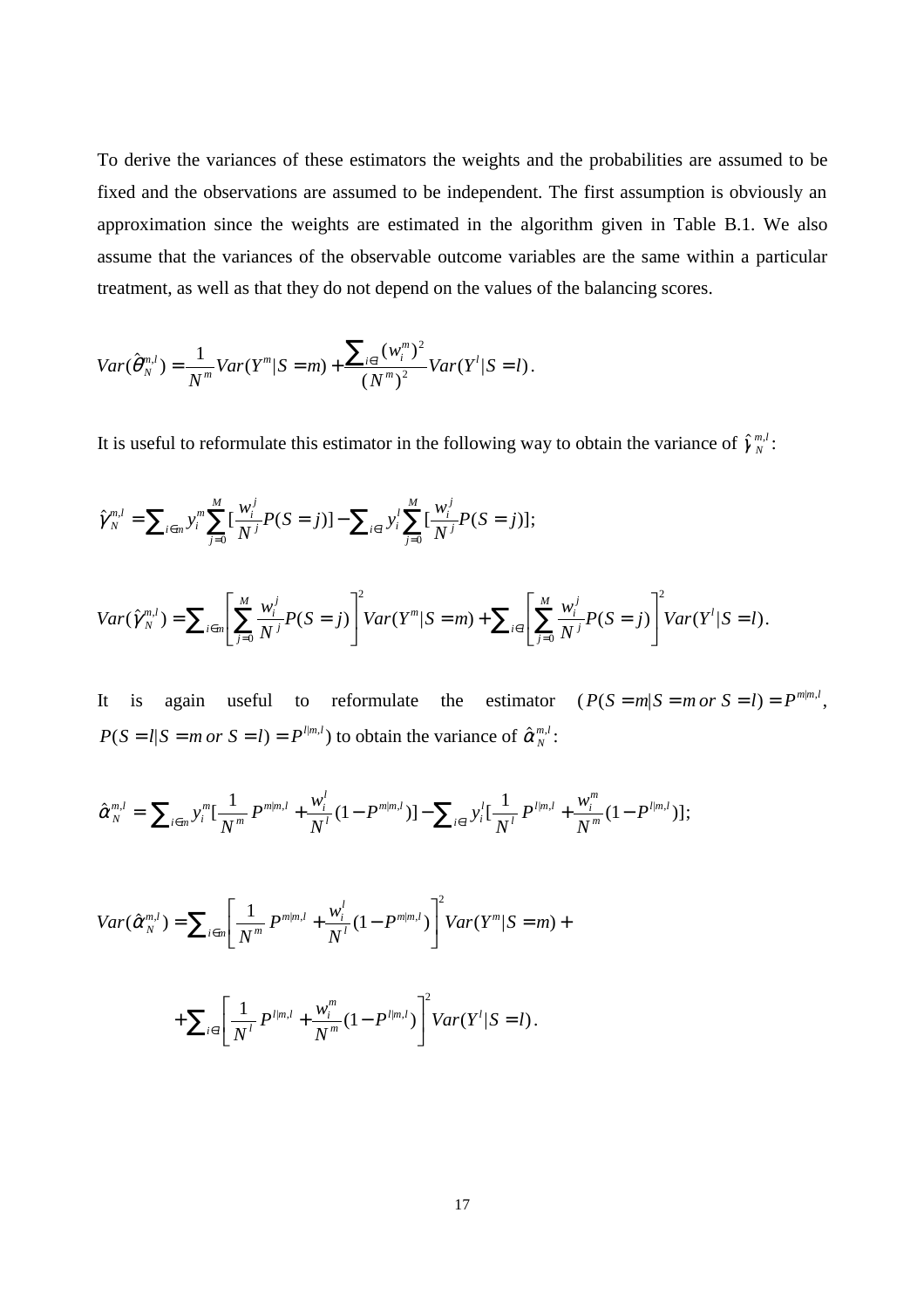To derive the variances of these estimators the weights and the probabilities are assumed to be fixed and the observations are assumed to be independent. The first assumption is obviously an approximation since the weights are estimated in the algorithm given in Table B.1. We also assume that the variances of the observable outcome variables are the same within a particular treatment, as well as that they do not depend on the values of the balancing scores.

$$Var(\hat{\theta}_N^{m,l}) = \frac{1}{N^m} Var(Y^m|S=m) + \frac{\sum_{i \in l} (w_i^m)^2}{(N^m)^2} Var(Y^l|S=l).$$

It is useful to reformulate this estimator in the following way to obtain the variance of $\hat{\gamma}_N^{m,l}$:

$$\hat{\gamma}_N^{m,l} = \sum_{i \in m} y_i^m \sum_{j=0}^{M} [\frac{w_i^j}{N^j} P(S=j)] - \sum_{i \in l} y_i^l \sum_{j=0}^{M} [\frac{w_i^j}{N^j} P(S=j)];$$

$$Var(\hat{\gamma}_N^{m,l}) = \sum_{i \in m} \left[ \sum_{j=0}^{M} \frac{w_i^j}{N^j} P(S=j) \right]^2 Var(Y^m|S=m) + \sum_{i \in l} \left[ \sum_{j=0}^{M} \frac{w_i^j}{N^j} P(S=j) \right]^2 Var(Y^l|S=l).$$

It is again useful to reformulate the estimator $(P(S=m|S=m\, or\, S=l) = P^{m|m,l}$, $P(S=l|S=m\, or\, S=l) = P^{l|m,l})$ to obtain the variance of $\hat{\alpha}_N^{m,l}$:

$$\hat{\alpha}_N^{m,l} = \sum_{i \in m} y_i^m [\frac{1}{N^m} P^{m|m,l} + \frac{w_i^l}{N^l}(1-P^{m|m,l})] - \sum_{i \in l} y_i^l [\frac{1}{N^l} P^{l|m,l} + \frac{w_i^m}{N^m}(1-P^{l|m,l})];$$

$$Var(\hat{\alpha}_N^{m,l}) = \sum_{i \in m} \left[ \frac{1}{N^m} P^{m|m,l} + \frac{w_i^l}{N^l}(1-P^{m|m,l}) \right]^2 Var(Y^m|S=m) +$$

$$+ \sum_{i \in l} \left[ \frac{1}{N^l} P^{l|m,l} + \frac{w_i^m}{N^m}(1-P^{l|m,l}) \right]^2 Var(Y^l|S=l).$$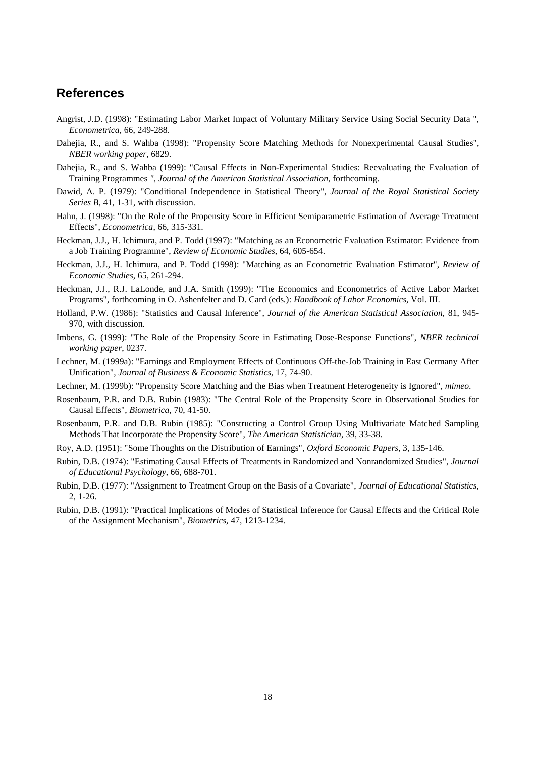## References

Angrist, J.D. (1998): "Estimating Labor Market Impact of Voluntary Military Service Using Social Security Data ", *Econometrica*, 66, 249-288.

Dahejia, R., and S. Wahba (1998): "Propensity Score Matching Methods for Nonexperimental Causal Studies", *NBER working paper*, 6829.

Dahejia, R., and S. Wahba (1999): "Causal Effects in Non-Experimental Studies: Reevaluating the Evaluation of Training Programmes ", *Journal of the American Statistical Association*, forthcoming.

Dawid, A. P. (1979): "Conditional Independence in Statistical Theory", *Journal of the Royal Statistical Society Series B*, 41, 1-31, with discussion.

Hahn, J. (1998): "On the Role of the Propensity Score in Efficient Semiparametric Estimation of Average Treatment Effects", *Econometrica*, 66, 315-331.

Heckman, J.J., H. Ichimura, and P. Todd (1997): "Matching as an Econometric Evaluation Estimator: Evidence from a Job Training Programme", *Review of Economic Studies*, 64, 605-654.

Heckman, J.J., H. Ichimura, and P. Todd (1998): "Matching as an Econometric Evaluation Estimator", *Review of Economic Studies*, 65, 261-294.

Heckman, J.J., R.J. LaLonde, and J.A. Smith (1999): "The Economics and Econometrics of Active Labor Market Programs", forthcoming in O. Ashenfelter and D. Card (eds.): *Handbook of Labor Economics*, Vol. III.

Holland, P.W. (1986): "Statistics and Causal Inference", *Journal of the American Statistical Association*, 81, 945-970, with discussion.

Imbens, G. (1999): "The Role of the Propensity Score in Estimating Dose-Response Functions", *NBER technical working paper*, 0237.

Lechner, M. (1999a): "Earnings and Employment Effects of Continuous Off-the-Job Training in East Germany After Unification", *Journal of Business & Economic Statistics*, 17, 74-90.

Lechner, M. (1999b): "Propensity Score Matching and the Bias when Treatment Heterogeneity is Ignored", *mimeo*.

Rosenbaum, P.R. and D.B. Rubin (1983): "The Central Role of the Propensity Score in Observational Studies for Causal Effects", *Biometrica*, 70, 41-50.

Rosenbaum, P.R. and D.B. Rubin (1985): "Constructing a Control Group Using Multivariate Matched Sampling Methods That Incorporate the Propensity Score", *The American Statistician*, 39, 33-38.

Roy, A.D. (1951): "Some Thoughts on the Distribution of Earnings", *Oxford Economic Papers*, 3, 135-146.

Rubin, D.B. (1974): "Estimating Causal Effects of Treatments in Randomized and Nonrandomized Studies", *Journal of Educational Psychology*, 66, 688-701.

Rubin, D.B. (1977): "Assignment to Treatment Group on the Basis of a Covariate", *Journal of Educational Statistics*, 2, 1-26.

Rubin, D.B. (1991): "Practical Implications of Modes of Statistical Inference for Causal Effects and the Critical Role of the Assignment Mechanism", *Biometrics*, 47, 1213-1234.